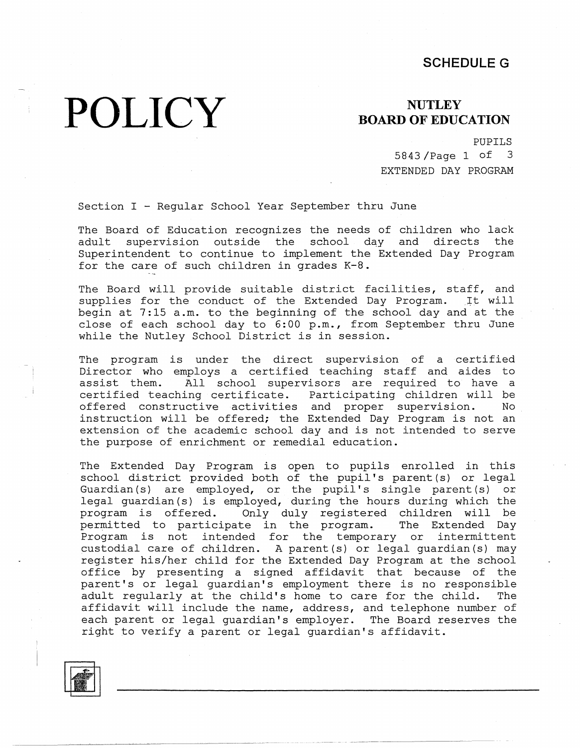**SCHEDULE G**

# POLICY

**NUTLEY**
**BOARD OF EDUCATION**

PUPILS
5843
EXTENDED DAY PROGRAM

Section I - Regular School Year September thru June

The Board of Education recognizes the needs of children who lack adult supervision outside the school day and directs the Superintendent to continue to implement the Extended Day Program for the care of such children in grades K-8.

The Board will provide suitable district facilities, staff, and supplies for the conduct of the Extended Day Program. It will begin at 7:15 a.m. to the beginning of the school day and at the close of each school day to 6:00 p.m., from September thru June while the Nutley School District is in session.

The program is under the direct supervision of a certified Director who employs a certified teaching staff and aides to assist them. All school supervisors are required to have a certified teaching certificate. Participating children will be offered constructive activities and proper supervision. No instruction will be offered; the Extended Day Program is not an extension of the academic school day and is not intended to serve the purpose of enrichment or remedial education.

The Extended Day Program is open to pupils enrolled in this school district provided both of the pupil's parent(s) or legal Guardian(s) are employed, or the pupil's single parent(s) or legal guardian(s) is employed, during the hours during which the program is offered. Only duly registered children will be permitted to participate in the program. The Extended Day Program is not intended for the temporary or intermittent custodial care of children. A parent(s) or legal guardian(s) may register his/her child for the Extended Day Program at the school office by presenting a signed affidavit that because of the parent's or legal guardian's employment there is no responsible adult regularly at the child's home to care for the child. The affidavit will include the name, address, and telephone number of each parent or legal guardian's employer. The Board reserves the right to verify a parent or legal guardian's affidavit.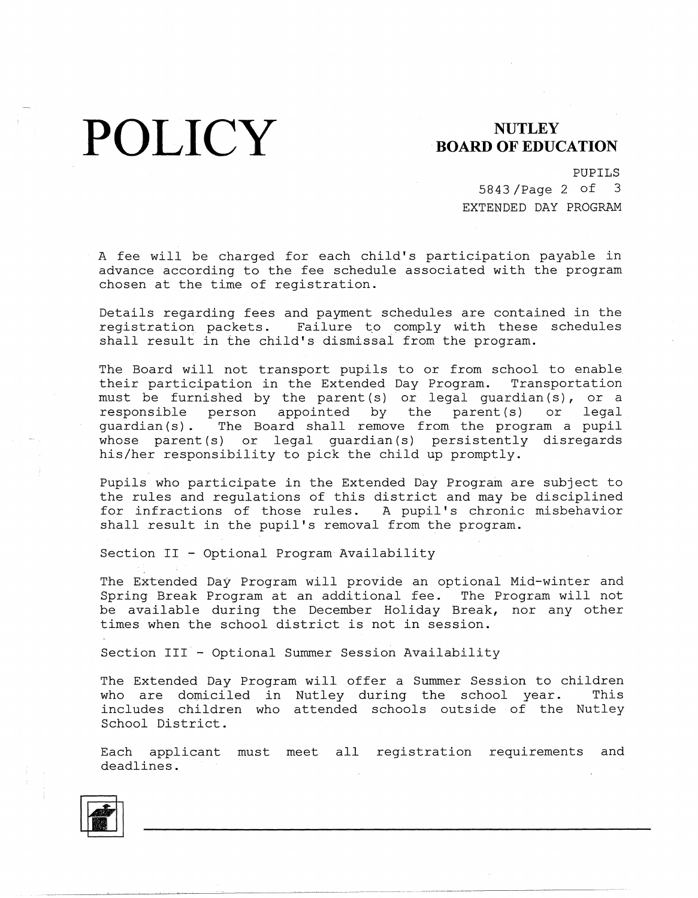A fee will be charged for each child's participation payable in advance according to the fee schedule associated with the program chosen at the time of registration.

Details regarding fees and payment schedules are contained in the registration packets. Failure to comply with these schedules shall result in the child's dismissal from the program.

The Board will not transport pupils to or from school to enable their participation in the Extended Day Program. Transportation must be furnished by the parent(s) or legal guardian(s), or a responsible person appointed by the parent(s) or legal guardian(s). The Board shall remove from the program a pupil whose parent(s) or legal guardian(s) persistently disregards his/her responsibility to pick the child up promptly.

Pupils who participate in the Extended Day Program are subject to the rules and regulations of this district and may be disciplined for infractions of those rules. A pupil's chronic misbehavior shall result in the pupil's removal from the program.

Section II - Optional Program Availability

The Extended Day Program will provide an optional Mid-winter and Spring Break Program at an additional fee. The Program will not be available during the December Holiday Break, nor any other times when the school district is not in session.

Section III - Optional Summer Session Availability

The Extended Day Program will offer a Summer Session to children who are domiciled in Nutley during the school year. This includes children who attended schools outside of the Nutley School District.

Each applicant must meet all registration requirements and deadlines.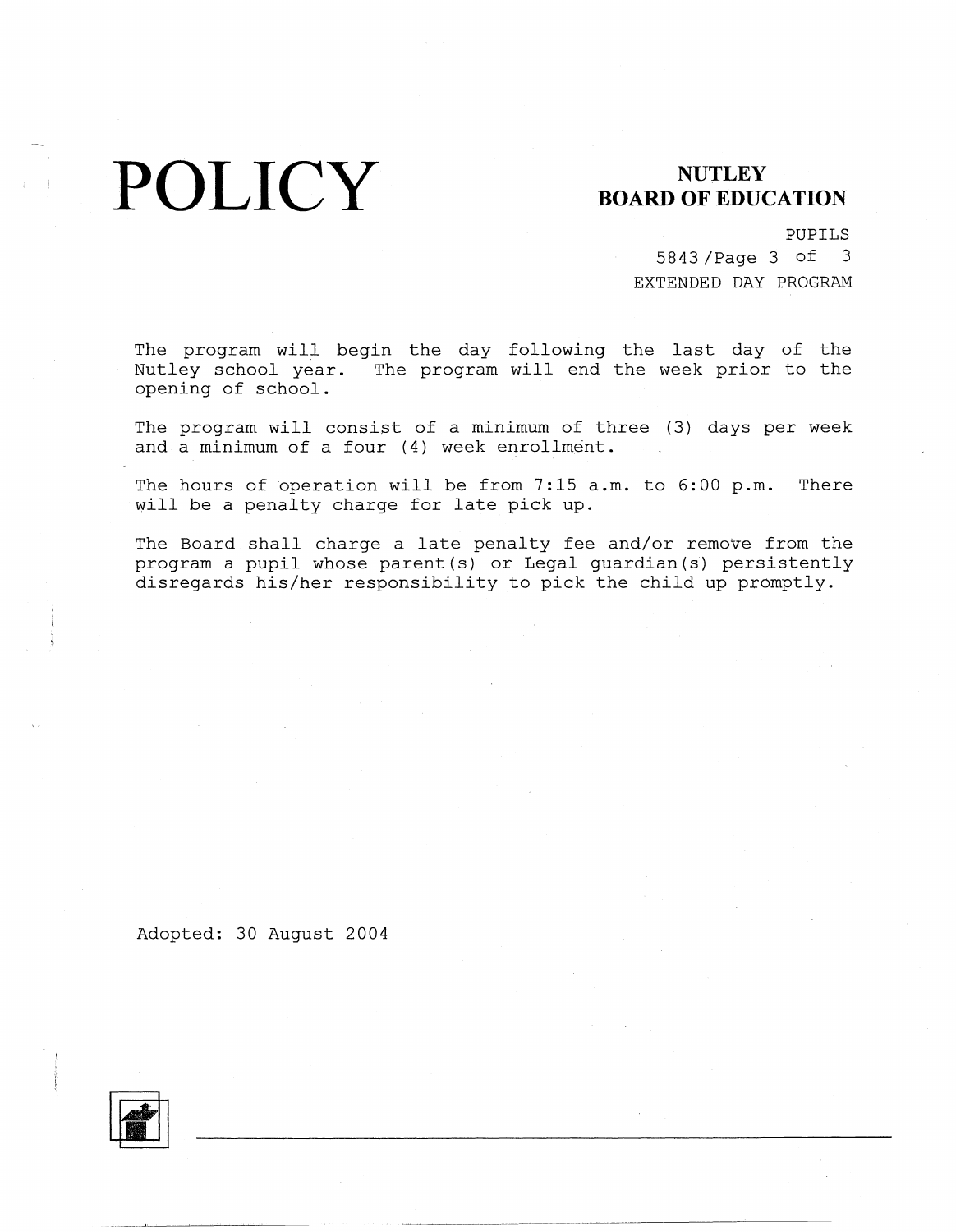The program will begin the day following the last day of the Nutley school year. The program will end the week prior to the opening of school.

The program will consist of a minimum of three (3) days per week and a minimum of a four (4) week enrollment.

The hours of operation will be from 7:15 a.m. to 6:00 p.m. There will be a penalty charge for late pick up.

The Board shall charge a late penalty fee and/or remove from the program a pupil whose parent(s) or Legal guardian(s) persistently disregards his/her responsibility to pick the child up promptly.

Adopted: 30 August 2004